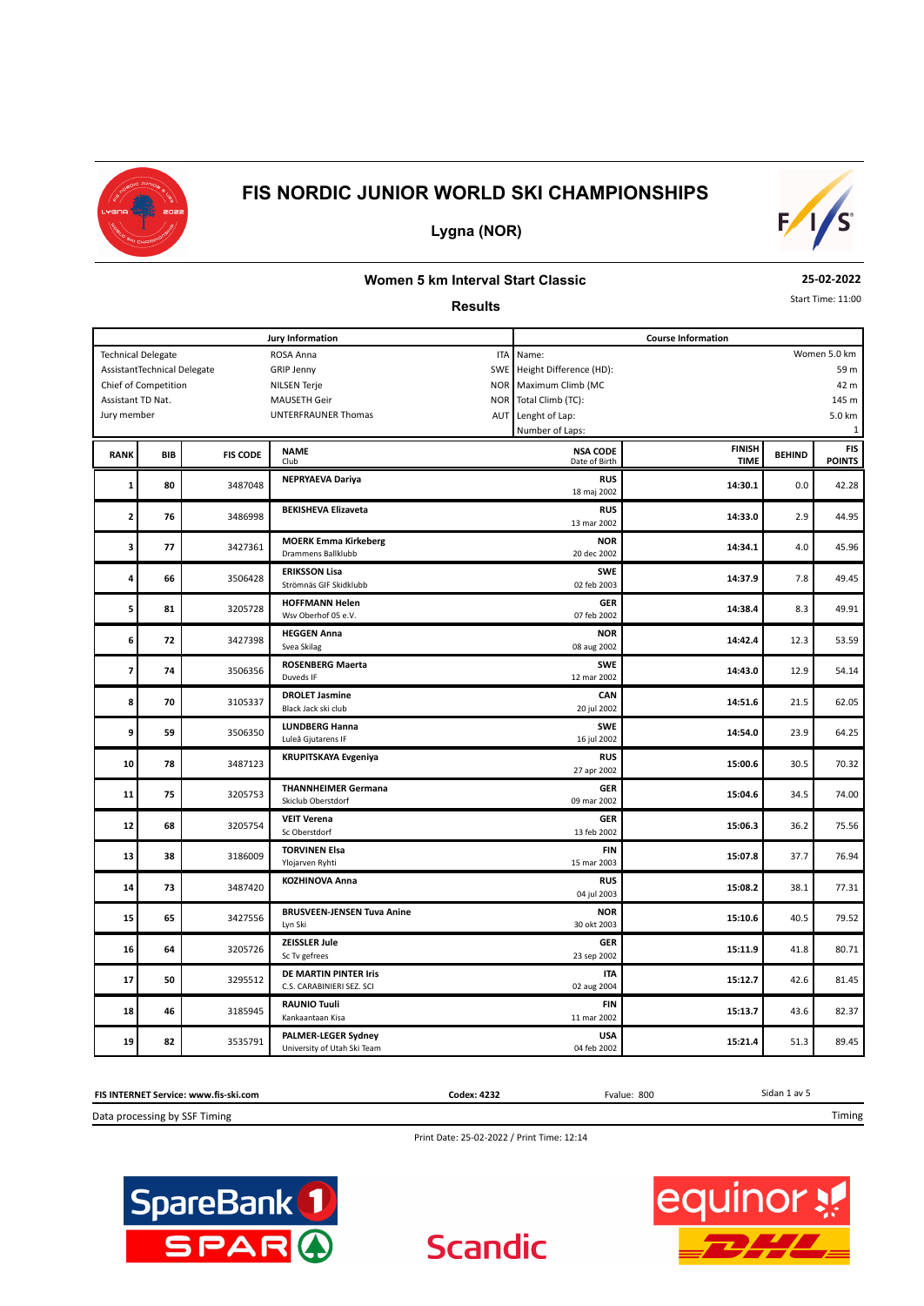# FIS NORDIC JUNIOR WORLD SKI CHAMPIONSHIPS

**Lygna (NOR)**

### Women 5 km Interval Start Classic

**25-02-2022**

Start Time: 11:00

**Results**

| Jury Information | | | Course Information | |
|---|---|---|---|---|
| Technical Delegate | ROSA Anna | ITA | Name: | Women 5.0 km |
| AssistantTechnical Delegate | GRIP Jenny | SWE | Height Difference (HD): | 59 m |
| Chief of Competition | NILSEN Terje | NOR | Maximum Climb (MC | 42 m |
| Assistant TD Nat. | MAUSETH Geir | NOR | Total Climb (TC): | 145 m |
| Jury member | UNTERFRAUNER Thomas | AUT | Lenght of Lap: | 5.0 km |
| | | | Number of Laps: | 1 |

| RANK | BIB | FIS CODE | NAME / Club | NSA CODE / Date of Birth | FINISH TIME | BEHIND | FIS POINTS |
|---|---|---|---|---|---|---|---|
| 1 | 80 | 3487048 | **NEPRYAEVA Dariya** | **RUS** 18 maj 2002 | **14:30.1** | 0.0 | 42.28 |
| 2 | 76 | 3486998 | **BEKISHEVA Elizaveta** | **RUS** 13 mar 2002 | **14:33.0** | 2.9 | 44.95 |
| 3 | 77 | 3427361 | **MOERK Emma Kirkeberg** Drammens Ballklubb | **NOR** 20 dec 2002 | **14:34.1** | 4.0 | 45.96 |
| 4 | 66 | 3506428 | **ERIKSSON Lisa** Strömnäs GIF Skidklubb | **SWE** 02 feb 2003 | **14:37.9** | 7.8 | 49.45 |
| 5 | 81 | 3205728 | **HOFFMANN Helen** Wsv Oberhof 05 e.V. | **GER** 07 feb 2002 | **14:38.4** | 8.3 | 49.91 |
| 6 | 72 | 3427398 | **HEGGEN Anna** Svea Skilag | **NOR** 08 aug 2002 | **14:42.4** | 12.3 | 53.59 |
| 7 | 74 | 3506356 | **ROSENBERG Maerta** Duveds IF | **SWE** 12 mar 2002 | **14:43.0** | 12.9 | 54.14 |
| 8 | 70 | 3105337 | **DROLET Jasmine** Black Jack ski club | **CAN** 20 jul 2002 | **14:51.6** | 21.5 | 62.05 |
| 9 | 59 | 3506350 | **LUNDBERG Hanna** Luleå Gjutarens IF | **SWE** 16 jul 2002 | **14:54.0** | 23.9 | 64.25 |
| 10 | 78 | 3487123 | **KRUPITSKAYA Evgeniya** | **RUS** 27 apr 2002 | **15:00.6** | 30.5 | 70.32 |
| 11 | 75 | 3205753 | **THANNHEIMER Germana** Skiclub Oberstdorf | **GER** 09 mar 2002 | **15:04.6** | 34.5 | 74.00 |
| 12 | 68 | 3205754 | **VEIT Verena** Sc Oberstdorf | **GER** 13 feb 2002 | **15:06.3** | 36.2 | 75.56 |
| 13 | 38 | 3186009 | **TORVINEN Elsa** Ylojarven Ryhti | **FIN** 15 mar 2003 | **15:07.8** | 37.7 | 76.94 |
| 14 | 73 | 3487420 | **KOZHINOVA Anna** | **RUS** 04 jul 2003 | **15:08.2** | 38.1 | 77.31 |
| 15 | 65 | 3427556 | **BRUSVEEN-JENSEN Tuva Anine** Lyn Ski | **NOR** 30 okt 2003 | **15:10.6** | 40.5 | 79.52 |
| 16 | 64 | 3205726 | **ZEISSLER Jule** Sc Tv gefrees | **GER** 23 sep 2002 | **15:11.9** | 41.8 | 80.71 |
| 17 | 50 | 3295512 | **DE MARTIN PINTER Iris** C.S. CARABINIERI SEZ. SCI | **ITA** 02 aug 2004 | **15:12.7** | 42.6 | 81.45 |
| 18 | 46 | 3185945 | **RAUNIO Tuuli** Kankaantaan Kisa | **FIN** 11 mar 2002 | **15:13.7** | 43.6 | 82.37 |
| 19 | 82 | 3535791 | **PALMER-LEGER Sydney** University of Utah Ski Team | **USA** 04 feb 2002 | **15:21.4** | 51.3 | 89.45 |

**FIS INTERNET Service: www.fis-ski.com** **Codex: 4232** Fvalue: 800

Data processing by SSF Timing

Print Date: 25-02-2022 / Print Time: 12:14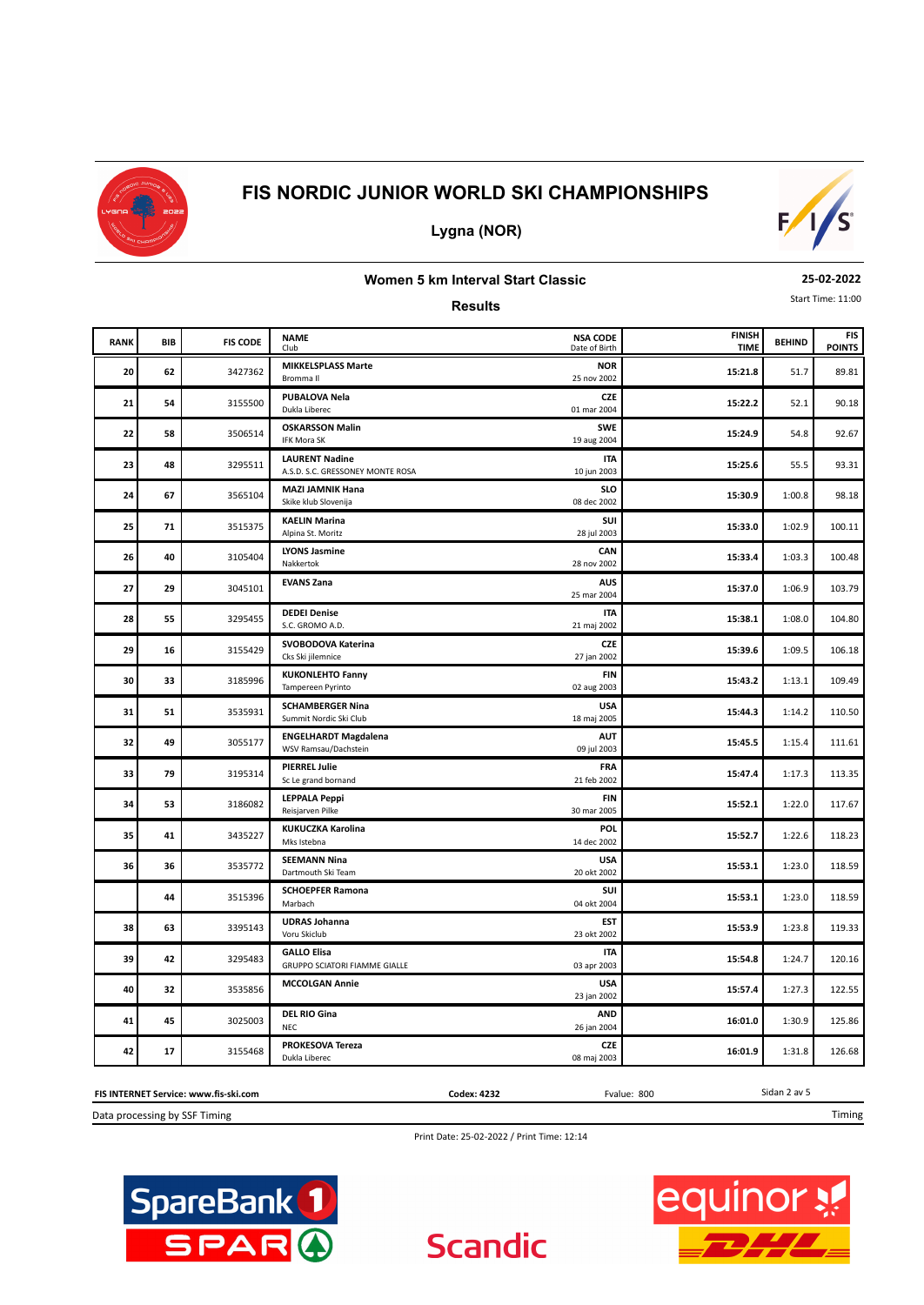# FIS NORDIC JUNIOR WORLD SKI CHAMPIONSHIPS

**Lygna (NOR)**

### Women 5 km Interval Start Classic

**25-02-2022**

Start Time: 11:00

**Results**

| RANK | BIB | FIS CODE | NAME / Club | NSA CODE / Date of Birth | FINISH TIME | BEHIND | FIS POINTS |
|---|---|---|---|---|---|---|---|
| 20 | 62 | 3427362 | **MIKKELSPLASS Marte** Bromma Il | **NOR** 25 nov 2002 | **15:21.8** | 51.7 | 89.81 |
| 21 | 54 | 3155500 | **PUBALOVA Nela** Dukla Liberec | **CZE** 01 mar 2004 | **15:22.2** | 52.1 | 90.18 |
| 22 | 58 | 3506514 | **OSKARSSON Malin** IFK Mora SK | **SWE** 19 aug 2004 | **15:24.9** | 54.8 | 92.67 |
| 23 | 48 | 3295511 | **LAURENT Nadine** A.S.D. S.C. GRESSONEY MONTE ROSA | **ITA** 10 jun 2003 | **15:25.6** | 55.5 | 93.31 |
| 24 | 67 | 3565104 | **MAZI JAMNIK Hana** Skike klub Slovenija | **SLO** 08 dec 2002 | **15:30.9** | 1:00.8 | 98.18 |
| 25 | 71 | 3515375 | **KAELIN Marina** Alpina St. Moritz | **SUI** 28 jul 2003 | **15:33.0** | 1:02.9 | 100.11 |
| 26 | 40 | 3105404 | **LYONS Jasmine** Nakkertok | **CAN** 28 nov 2002 | **15:33.4** | 1:03.3 | 100.48 |
| 27 | 29 | 3045101 | **EVANS Zana** | **AUS** 25 mar 2004 | **15:37.0** | 1:06.9 | 103.79 |
| 28 | 55 | 3295455 | **DEDEI Denise** S.C. GROMO A.D. | **ITA** 21 maj 2002 | **15:38.1** | 1:08.0 | 104.80 |
| 29 | 16 | 3155429 | **SVOBODOVA Katerina** Cks Ski jilemnice | **CZE** 27 jan 2002 | **15:39.6** | 1:09.5 | 106.18 |
| 30 | 33 | 3185996 | **KUKONLEHTO Fanny** Tampereen Pyrinto | **FIN** 02 aug 2003 | **15:43.2** | 1:13.1 | 109.49 |
| 31 | 51 | 3535931 | **SCHAMBERGER Nina** Summit Nordic Ski Club | **USA** 18 maj 2005 | **15:44.3** | 1:14.2 | 110.50 |
| 32 | 49 | 3055177 | **ENGELHARDT Magdalena** WSV Ramsau/Dachstein | **AUT** 09 jul 2003 | **15:45.5** | 1:15.4 | 111.61 |
| 33 | 79 | 3195314 | **PIERREL Julie** Sc Le grand bornand | **FRA** 21 feb 2002 | **15:47.4** | 1:17.3 | 113.35 |
| 34 | 53 | 3186082 | **LEPPALA Peppi** Reisjarven Pilke | **FIN** 30 mar 2005 | **15:52.1** | 1:22.0 | 117.67 |
| 35 | 41 | 3435227 | **KUKUCZKA Karolina** Mks Istebna | **POL** 14 dec 2002 | **15:52.7** | 1:22.6 | 118.23 |
| 36 | 36 | 3535772 | **SEEMANN Nina** Dartmouth Ski Team | **USA** 20 okt 2002 | **15:53.1** | 1:23.0 | 118.59 |
| | 44 | 3515396 | **SCHOEPFER Ramona** Marbach | **SUI** 04 okt 2004 | **15:53.1** | 1:23.0 | 118.59 |
| 38 | 63 | 3395143 | **UDRAS Johanna** Voru Skiclub | **EST** 23 okt 2002 | **15:53.9** | 1:23.8 | 119.33 |
| 39 | 42 | 3295483 | **GALLO Elisa** GRUPPO SCIATORI FIAMME GIALLE | **ITA** 03 apr 2003 | **15:54.8** | 1:24.7 | 120.16 |
| 40 | 32 | 3535856 | **MCCOLGAN Annie** | **USA** 23 jan 2002 | **15:57.4** | 1:27.3 | 122.55 |
| 41 | 45 | 3025003 | **DEL RIO Gina** NEC | **AND** 26 jan 2004 | **16:01.0** | 1:30.9 | 125.86 |
| 42 | 17 | 3155468 | **PROKESOVA Tereza** Dukla Liberec | **CZE** 08 maj 2003 | **16:01.9** | 1:31.8 | 126.68 |

**FIS INTERNET Service: www.fis-ski.com** | **Codex: 4232** | Fvalue: 800

Data processing by SSF Timing

Print Date: 25-02-2022 / Print Time: 12:14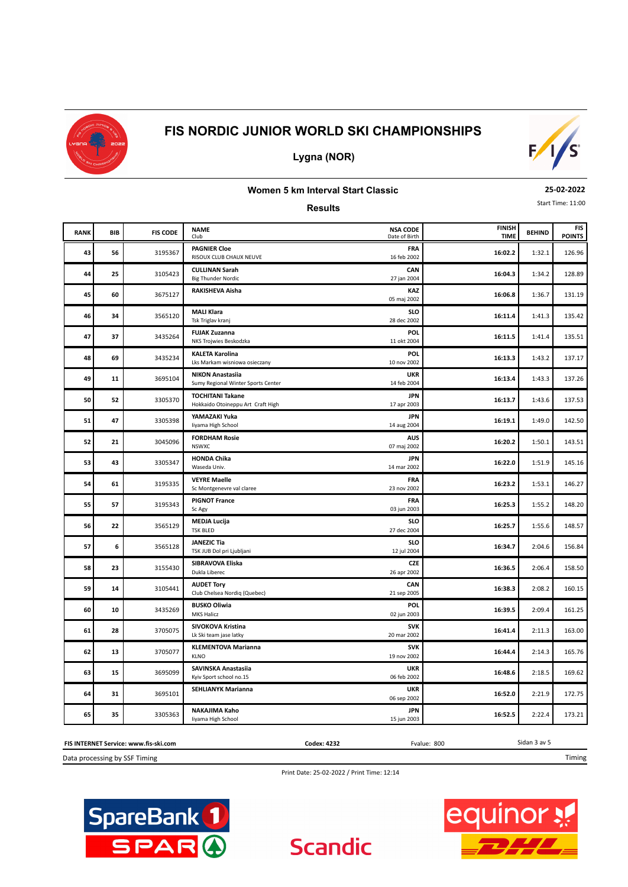# FIS NORDIC JUNIOR WORLD SKI CHAMPIONSHIPS

**Lygna (NOR)**

**Women 5 km Interval Start Classic**

**25-02-2022**

Start Time: 11:00

**Results**

| RANK | BIB | FIS CODE | NAME<br>Club | NSA CODE<br>Date of Birth | FINISH TIME | BEHIND | FIS POINTS |
|---|---|---|---|---|---|---|---|
| 43 | 56 | 3195367 | **PAGNIER Cloe**<br>RISOUX CLUB CHAUX NEUVE | **FRA**<br>16 feb 2002 | **16:02.2** | 1:32.1 | 126.96 |
| 44 | 25 | 3105423 | **CULLINAN Sarah**<br>Big Thunder Nordic | **CAN**<br>27 jan 2004 | **16:04.3** | 1:34.2 | 128.89 |
| 45 | 60 | 3675127 | **RAKISHEVA Aisha** | **KAZ**<br>05 maj 2002 | **16:06.8** | 1:36.7 | 131.19 |
| 46 | 34 | 3565120 | **MALI Klara**<br>Tsk Triglav kranj | **SLO**<br>28 dec 2002 | **16:11.4** | 1:41.3 | 135.42 |
| 47 | 37 | 3435264 | **FUJAK Zuzanna**<br>NKS Trojwies Beskodzka | **POL**<br>11 okt 2004 | **16:11.5** | 1:41.4 | 135.51 |
| 48 | 69 | 3435234 | **KALETA Karolina**<br>Lks Markam wisniowa osieczany | **POL**<br>10 nov 2002 | **16:13.3** | 1:43.2 | 137.17 |
| 49 | 11 | 3695104 | **NIKON Anastasiia**<br>Sumy Regional Winter Sports Center | **UKR**<br>14 feb 2004 | **16:13.4** | 1:43.3 | 137.26 |
| 50 | 52 | 3305370 | **TOCHITANI Takane**<br>Hokkaido Otoineppu Art Craft High | **JPN**<br>17 apr 2003 | **16:13.7** | 1:43.6 | 137.53 |
| 51 | 47 | 3305398 | **YAMAZAKI Yuka**<br>Iiyama High School | **JPN**<br>14 aug 2004 | **16:19.1** | 1:49.0 | 142.50 |
| 52 | 21 | 3045096 | **FORDHAM Rosie**<br>NSWXC | **AUS**<br>07 maj 2002 | **16:20.2** | 1:50.1 | 143.51 |
| 53 | 43 | 3305347 | **HONDA Chika**<br>Waseda Univ. | **JPN**<br>14 mar 2002 | **16:22.0** | 1:51.9 | 145.16 |
| 54 | 61 | 3195335 | **VEYRE Maelle**<br>Sc Montgenevre val claree | **FRA**<br>23 nov 2002 | **16:23.2** | 1:53.1 | 146.27 |
| 55 | 57 | 3195343 | **PIGNOT France**<br>Sc Agy | **FRA**<br>03 jun 2003 | **16:25.3** | 1:55.2 | 148.20 |
| 56 | 22 | 3565129 | **MEDJA Lucija**<br>TSK BLED | **SLO**<br>27 dec 2004 | **16:25.7** | 1:55.6 | 148.57 |
| 57 | 6 | 3565128 | **JANEZIC Tia**<br>TSK JUB Dol pri Ljubljani | **SLO**<br>12 jul 2004 | **16:34.7** | 2:04.6 | 156.84 |
| 58 | 23 | 3155430 | **SIBRAVOVA Eliska**<br>Dukla Liberec | **CZE**<br>26 apr 2002 | **16:36.5** | 2:06.4 | 158.50 |
| 59 | 14 | 3105441 | **AUDET Tory**<br>Club Chelsea Nordiq (Quebec) | **CAN**<br>21 sep 2005 | **16:38.3** | 2:08.2 | 160.15 |
| 60 | 10 | 3435269 | **BUSKO Oliwia**<br>MKS Halicz | **POL**<br>02 jun 2003 | **16:39.5** | 2:09.4 | 161.25 |
| 61 | 28 | 3705075 | **SIVOKOVA Kristina**<br>Lk Ski team jase latky | **SVK**<br>20 mar 2002 | **16:41.4** | 2:11.3 | 163.00 |
| 62 | 13 | 3705077 | **KLEMENTOVA Marianna**<br>KLNO | **SVK**<br>19 nov 2002 | **16:44.4** | 2:14.3 | 165.76 |
| 63 | 15 | 3695099 | **SAVINSKA Anastasiia**<br>Kyiv Sport school no.15 | **UKR**<br>06 feb 2002 | **16:48.6** | 2:18.5 | 169.62 |
| 64 | 31 | 3695101 | **SEHLIANYK Marianna** | **UKR**<br>06 sep 2002 | **16:52.0** | 2:21.9 | 172.75 |
| 65 | 35 | 3305363 | **NAKAJIMA Kaho**<br>Iiyama High School | **JPN**<br>15 jun 2003 | **16:52.5** | 2:22.4 | 173.21 |

**FIS INTERNET Service: www.fis-ski.com** | **Codex: 4232** | Fvalue: 800

Data processing by SSF Timing

Print Date: 25-02-2022 / Print Time: 12:14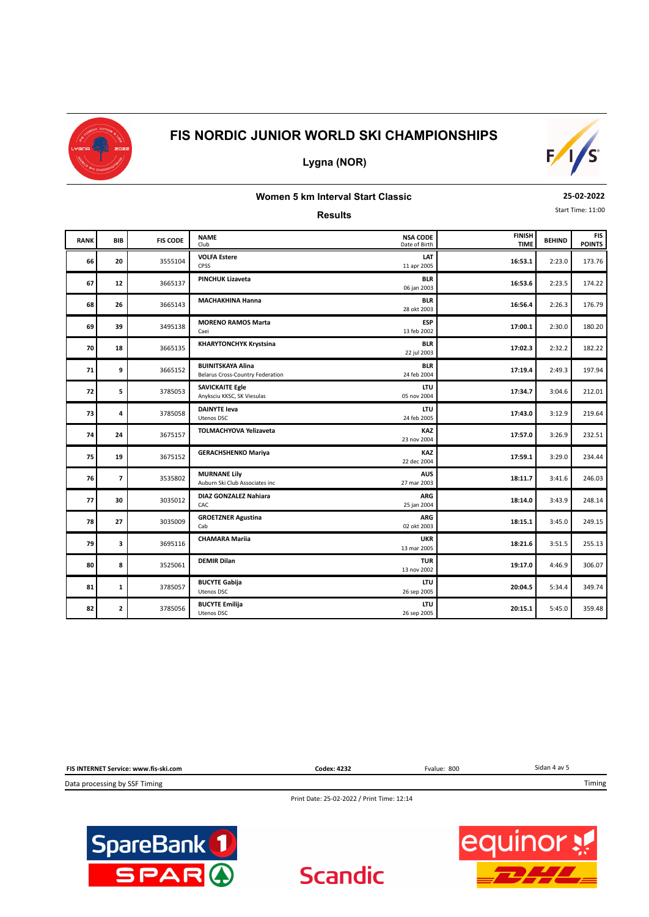# FIS NORDIC JUNIOR WORLD SKI CHAMPIONSHIPS

## Lygna (NOR)

### Women 5 km Interval Start Classic

**25-02-2022**

Start Time: 11:00

### Results

| RANK | BIB | FIS CODE | NAME / Club | NSA CODE / Date of Birth | FINISH TIME | BEHIND | FIS POINTS |
|---|---|---|---|---|---|---|---|
| 66 | 20 | 3555104 | **VOLFA Estere** CPSS | **LAT** 11 apr 2005 | **16:53.1** | 2:23.0 | 173.76 |
| 67 | 12 | 3665137 | **PINCHUK Lizaveta** | **BLR** 06 jan 2003 | **16:53.6** | 2:23.5 | 174.22 |
| 68 | 26 | 3665143 | **MACHAKHINA Hanna** | **BLR** 28 okt 2003 | **16:56.4** | 2:26.3 | 176.79 |
| 69 | 39 | 3495138 | **MORENO RAMOS Marta** Caei | **ESP** 13 feb 2002 | **17:00.1** | 2:30.0 | 180.20 |
| 70 | 18 | 3665135 | **KHARYTONCHYK Krystsina** | **BLR** 22 jul 2003 | **17:02.3** | 2:32.2 | 182.22 |
| 71 | 9 | 3665152 | **BUINITSKAYA Alina** Belarus Cross-Country Federation | **BLR** 24 feb 2004 | **17:19.4** | 2:49.3 | 197.94 |
| 72 | 5 | 3785053 | **SAVICKAITE Egle** Anyksciu KKSC, SK Viesulas | **LTU** 05 nov 2004 | **17:34.7** | 3:04.6 | 212.01 |
| 73 | 4 | 3785058 | **DAINYTE Ieva** Utenos DSC | **LTU** 24 feb 2005 | **17:43.0** | 3:12.9 | 219.64 |
| 74 | 24 | 3675157 | **TOLMACHYOVA Yelizaveta** | **KAZ** 23 nov 2004 | **17:57.0** | 3:26.9 | 232.51 |
| 75 | 19 | 3675152 | **GERACHSHENKO Mariya** | **KAZ** 22 dec 2004 | **17:59.1** | 3:29.0 | 234.44 |
| 76 | 7 | 3535802 | **MURNANE Lily** Auburn Ski Club Associates inc | **AUS** 27 mar 2003 | **18:11.7** | 3:41.6 | 246.03 |
| 77 | 30 | 3035012 | **DIAZ GONZALEZ Nahiara** CAC | **ARG** 25 jan 2004 | **18:14.0** | 3:43.9 | 248.14 |
| 78 | 27 | 3035009 | **GROETZNER Agustina** Cab | **ARG** 02 okt 2003 | **18:15.1** | 3:45.0 | 249.15 |
| 79 | 3 | 3695116 | **CHAMARA Mariia** | **UKR** 13 mar 2005 | **18:21.6** | 3:51.5 | 255.13 |
| 80 | 8 | 3525061 | **DEMIR Dilan** | **TUR** 13 nov 2002 | **19:17.0** | 4:46.9 | 306.07 |
| 81 | 1 | 3785057 | **BUCYTE Gabija** Utenos DSC | **LTU** 26 sep 2005 | **20:04.5** | 5:34.4 | 349.74 |
| 82 | 2 | 3785056 | **BUCYTE Emilija** Utenos DSC | **LTU** 26 sep 2005 | **20:15.1** | 5:45.0 | 359.48 |

**FIS INTERNET Service: www.fis-ski.com** | **Codex: 4232** | Fvalue: 800

Data processing by SSF Timing

Print Date: 25-02-2022 / Print Time: 12:14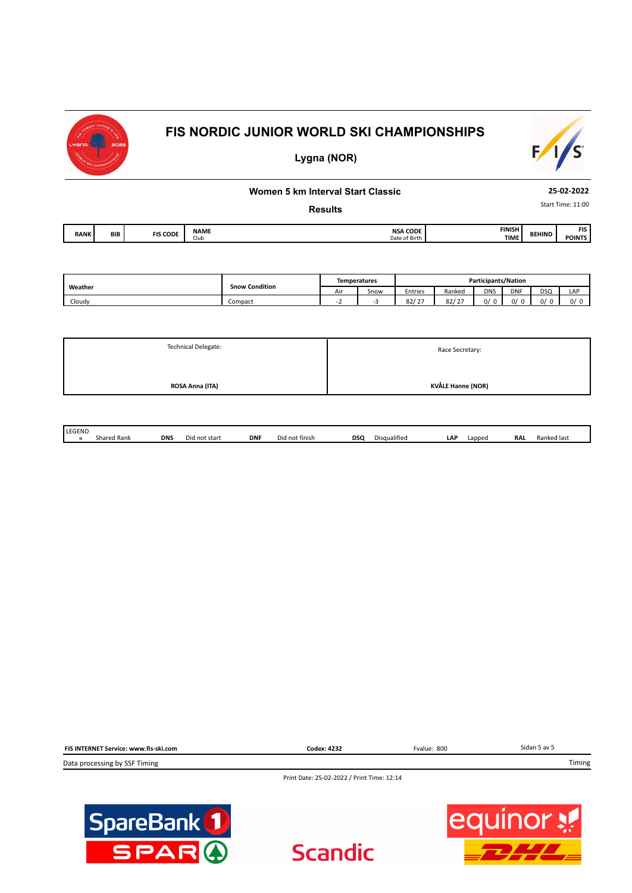# FIS NORDIC JUNIOR WORLD SKI CHAMPIONSHIPS

**Lygna (NOR)**

## Women 5 km Interval Start Classic

**25-02-2022**

Start Time: 11:00

**Results**

| RANK | BIB | FIS CODE | NAME<br>Club | NSA CODE<br>Date of Birth | FINISH TIME | BEHIND | FIS POINTS |
|---|---|---|---|---|---|---|---|

| Weather | Snow Condition | Temperatures | | Participants/Nation | | | | | |
|---|---|---|---|---|---|---|---|---|---|
| | | Air | Snow | Entries | Ranked | DNS | DNF | DSQ | LAP |
| Cloudy | Compact | -2 | -3 | 82/ 27 | 82/ 27 | 0/ 0 | 0/ 0 | 0/ 0 | 0/ 0 |

| Technical Delegate: | Race Secretary: |
|---|---|
| **ROSA Anna (ITA)** | **KVÅLE Hanne (NOR)** |

| LEGEND | | | | | | | | | | | |
|---|---|---|---|---|---|---|---|---|---|---|---|
| = | Shared Rank | **DNS** | Did not start | **DNF** | Did not finish | **DSQ** | Disqualified | **LAP** | Lapped | **RAL** | Ranked last |

**FIS INTERNET Service: www.fis-ski.com** **Codex: 4232** Fvalue: 800

Data processing by SSF Timing

Timing

Print Date: 25-02-2022 / Print Time: 12:14